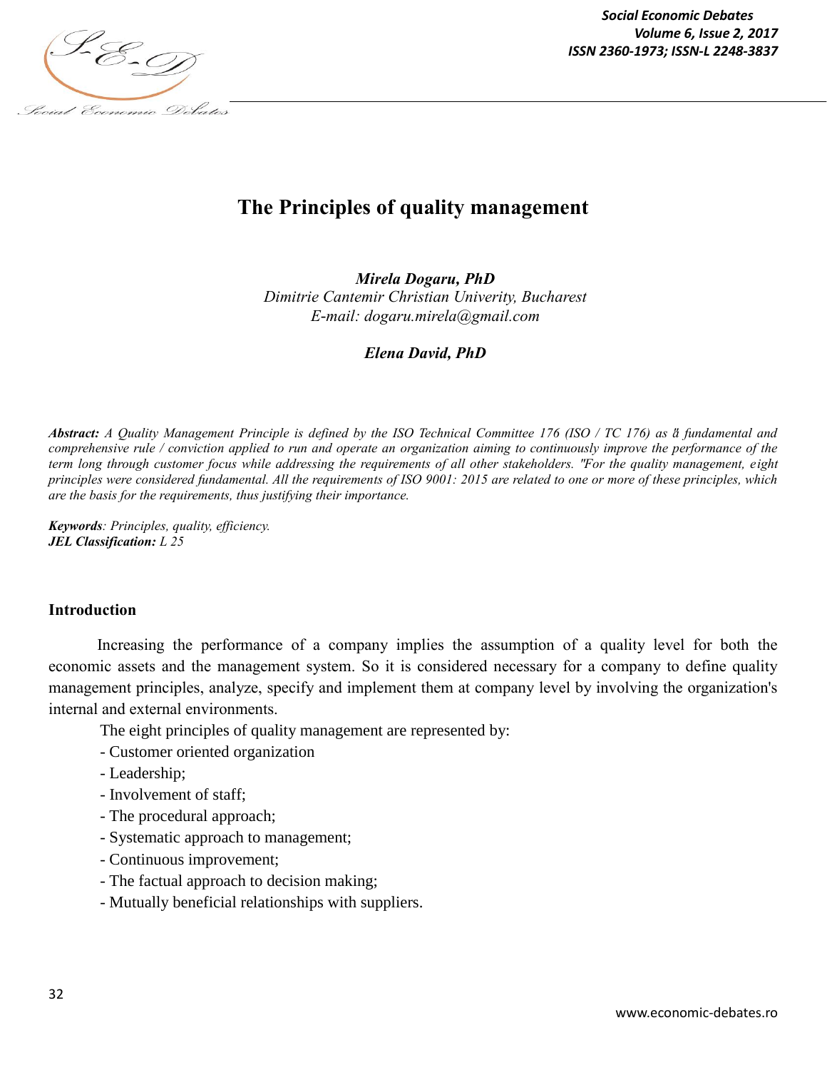# The Principles of quality management

***Mirela Dogaru, PhD***
*Dimitrie Cantemir Christian Univerity, Bucharest*
*E-mail: dogaru.mirela@gmail.com*

***Elena David, PhD***

***Abstract:*** *A Quality Management Principle is defined by the ISO Technical Committee 176 (ISO / TC 176) as a fundamental and comprehensive rule / conviction applied to run and operate an organization aiming to continuously improve the performance of the term long through customer focus while addressing the requirements of all other stakeholders. "For the quality management, eight principles were considered fundamental. All the requirements of ISO 9001: 2015 are related to one or more of these principles, which are the basis for the requirements, thus justifying their importance.*

***Keywords****: Principles, quality, efficiency.*
***JEL Classification:*** *L 25*

## Introduction

Increasing the performance of a company implies the assumption of a quality level for both the economic assets and the management system. So it is considered necessary for a company to define quality management principles, analyze, specify and implement them at company level by involving the organization's internal and external environments.

The eight principles of quality management are represented by:

- Customer oriented organization
- Leadership;
- Involvement of staff;
- The procedural approach;
- Systematic approach to management;
- Continuous improvement;
- The factual approach to decision making;
- Mutually beneficial relationships with suppliers.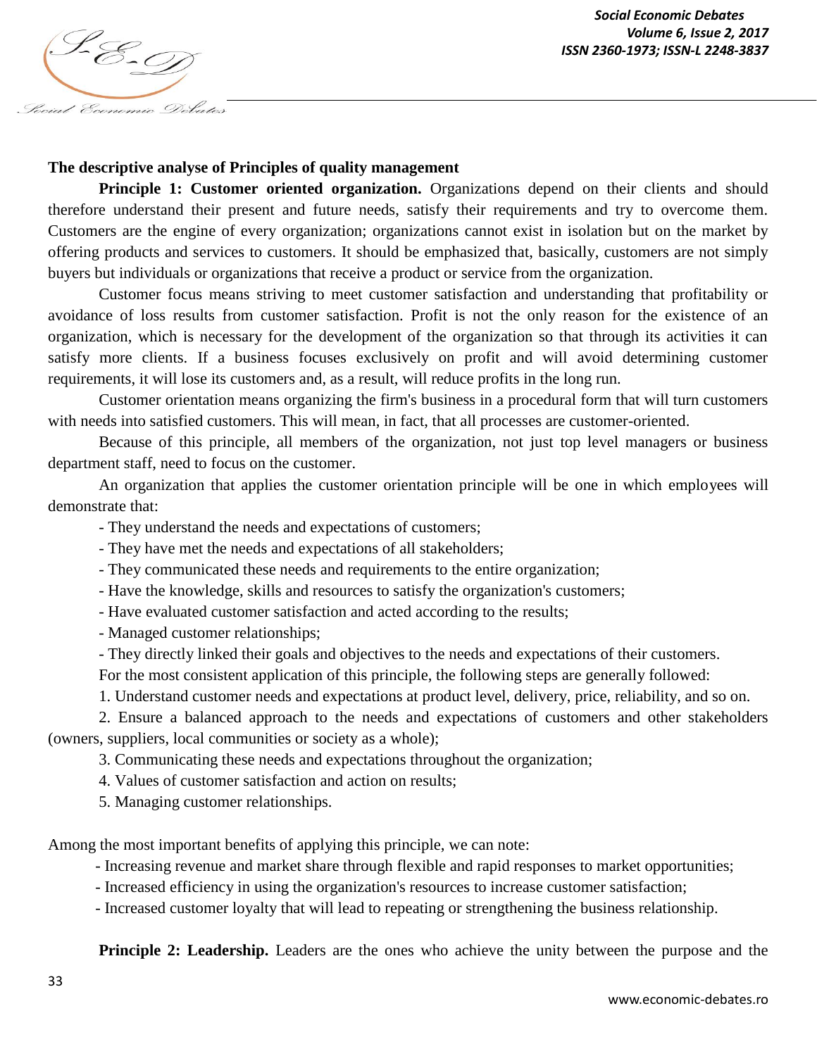**The descriptive analyse of Principles of quality management**

**Principle 1: Customer oriented organization.** Organizations depend on their clients and should therefore understand their present and future needs, satisfy their requirements and try to overcome them. Customers are the engine of every organization; organizations cannot exist in isolation but on the market by offering products and services to customers. It should be emphasized that, basically, customers are not simply buyers but individuals or organizations that receive a product or service from the organization.

Customer focus means striving to meet customer satisfaction and understanding that profitability or avoidance of loss results from customer satisfaction. Profit is not the only reason for the existence of an organization, which is necessary for the development of the organization so that through its activities it can satisfy more clients. If a business focuses exclusively on profit and will avoid determining customer requirements, it will lose its customers and, as a result, will reduce profits in the long run.

Customer orientation means organizing the firm's business in a procedural form that will turn customers with needs into satisfied customers. This will mean, in fact, that all processes are customer-oriented.

Because of this principle, all members of the organization, not just top level managers or business department staff, need to focus on the customer.

An organization that applies the customer orientation principle will be one in which employees will demonstrate that:

- They understand the needs and expectations of customers;
- They have met the needs and expectations of all stakeholders;
- They communicated these needs and requirements to the entire organization;
- Have the knowledge, skills and resources to satisfy the organization's customers;
- Have evaluated customer satisfaction and acted according to the results;
- Managed customer relationships;
- They directly linked their goals and objectives to the needs and expectations of their customers.

For the most consistent application of this principle, the following steps are generally followed:

1. Understand customer needs and expectations at product level, delivery, price, reliability, and so on.
2. Ensure a balanced approach to the needs and expectations of customers and other stakeholders (owners, suppliers, local communities or society as a whole);
3. Communicating these needs and expectations throughout the organization;
4. Values of customer satisfaction and action on results;
5. Managing customer relationships.

Among the most important benefits of applying this principle, we can note:

- Increasing revenue and market share through flexible and rapid responses to market opportunities;
- Increased efficiency in using the organization's resources to increase customer satisfaction;
- Increased customer loyalty that will lead to repeating or strengthening the business relationship.

**Principle 2: Leadership.** Leaders are the ones who achieve the unity between the purpose and the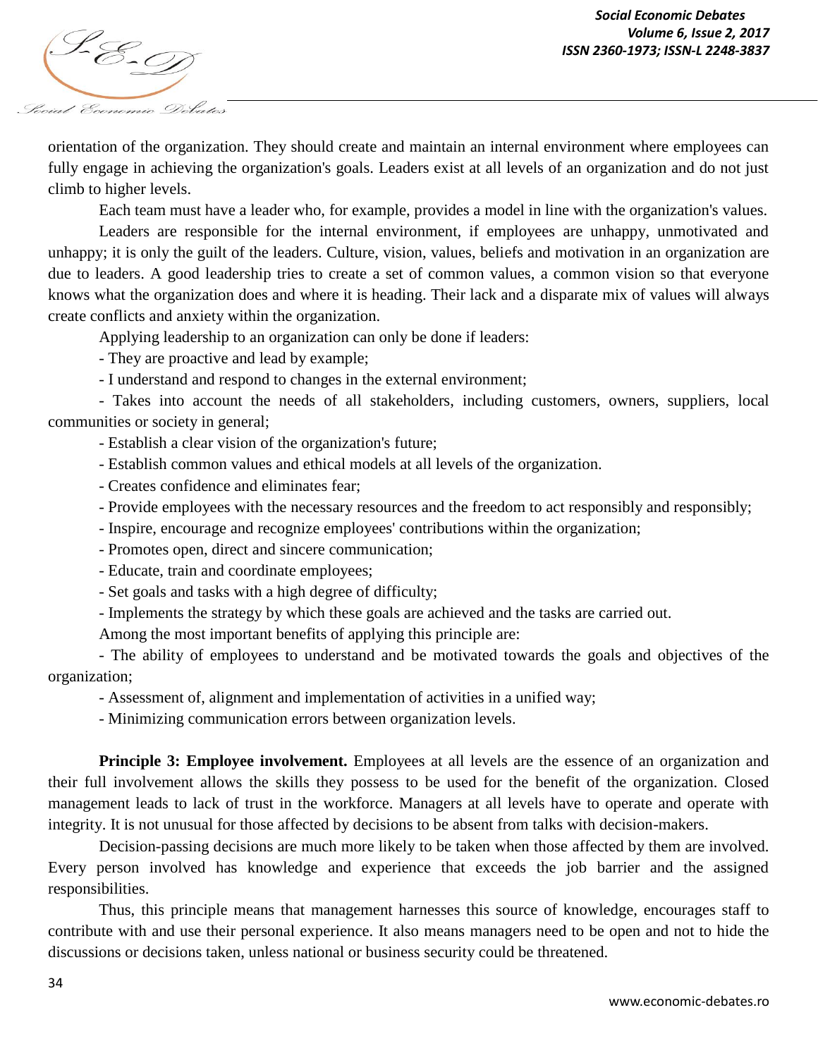orientation of the organization. They should create and maintain an internal environment where employees can fully engage in achieving the organization's goals. Leaders exist at all levels of an organization and do not just climb to higher levels.

Each team must have a leader who, for example, provides a model in line with the organization's values.

Leaders are responsible for the internal environment, if employees are unhappy, unmotivated and unhappy; it is only the guilt of the leaders. Culture, vision, values, beliefs and motivation in an organization are due to leaders. A good leadership tries to create a set of common values, a common vision so that everyone knows what the organization does and where it is heading. Their lack and a disparate mix of values will always create conflicts and anxiety within the organization.

Applying leadership to an organization can only be done if leaders:

- They are proactive and lead by example;
- I understand and respond to changes in the external environment;
- Takes into account the needs of all stakeholders, including customers, owners, suppliers, local communities or society in general;
- Establish a clear vision of the organization's future;
- Establish common values and ethical models at all levels of the organization.
- Creates confidence and eliminates fear;
- Provide employees with the necessary resources and the freedom to act responsibly and responsibly;
- Inspire, encourage and recognize employees' contributions within the organization;
- Promotes open, direct and sincere communication;
- Educate, train and coordinate employees;
- Set goals and tasks with a high degree of difficulty;
- Implements the strategy by which these goals are achieved and the tasks are carried out.

Among the most important benefits of applying this principle are:

- The ability of employees to understand and be motivated towards the goals and objectives of the organization;
- Assessment of, alignment and implementation of activities in a unified way;
- Minimizing communication errors between organization levels.

**Principle 3: Employee involvement.** Employees at all levels are the essence of an organization and their full involvement allows the skills they possess to be used for the benefit of the organization. Closed management leads to lack of trust in the workforce. Managers at all levels have to operate and operate with integrity. It is not unusual for those affected by decisions to be absent from talks with decision-makers.

Decision-passing decisions are much more likely to be taken when those affected by them are involved. Every person involved has knowledge and experience that exceeds the job barrier and the assigned responsibilities.

Thus, this principle means that management harnesses this source of knowledge, encourages staff to contribute with and use their personal experience. It also means managers need to be open and not to hide the discussions or decisions taken, unless national or business security could be threatened.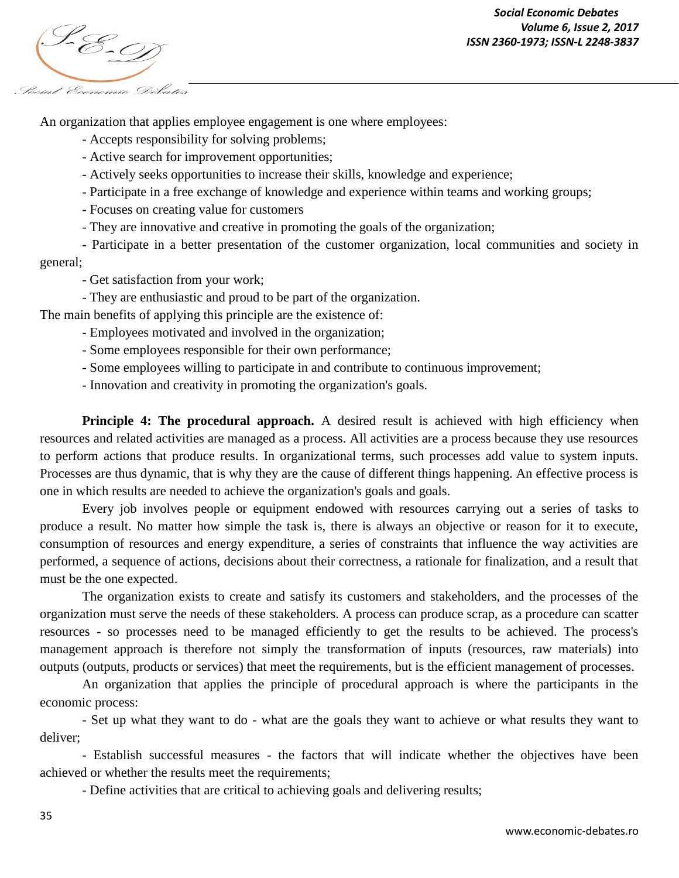An organization that applies employee engagement is one where employees:

- Accepts responsibility for solving problems;
- Active search for improvement opportunities;
- Actively seeks opportunities to increase their skills, knowledge and experience;
- Participate in a free exchange of knowledge and experience within teams and working groups;
- Focuses on creating value for customers
- They are innovative and creative in promoting the goals of the organization;
- Participate in a better presentation of the customer organization, local communities and society in general;
- Get satisfaction from your work;
- They are enthusiastic and proud to be part of the organization.

The main benefits of applying this principle are the existence of:

- Employees motivated and involved in the organization;
- Some employees responsible for their own performance;
- Some employees willing to participate in and contribute to continuous improvement;
- Innovation and creativity in promoting the organization's goals.

**Principle 4: The procedural approach.** A desired result is achieved with high efficiency when resources and related activities are managed as a process. All activities are a process because they use resources to perform actions that produce results. In organizational terms, such processes add value to system inputs. Processes are thus dynamic, that is why they are the cause of different things happening. An effective process is one in which results are needed to achieve the organization's goals and goals.

Every job involves people or equipment endowed with resources carrying out a series of tasks to produce a result. No matter how simple the task is, there is always an objective or reason for it to execute, consumption of resources and energy expenditure, a series of constraints that influence the way activities are performed, a sequence of actions, decisions about their correctness, a rationale for finalization, and a result that must be the one expected.

The organization exists to create and satisfy its customers and stakeholders, and the processes of the organization must serve the needs of these stakeholders. A process can produce scrap, as a procedure can scatter resources - so processes need to be managed efficiently to get the results to be achieved. The process's management approach is therefore not simply the transformation of inputs (resources, raw materials) into outputs (outputs, products or services) that meet the requirements, but is the efficient management of processes.

An organization that applies the principle of procedural approach is where the participants in the economic process:

- Set up what they want to do - what are the goals they want to achieve or what results they want to deliver;
- Establish successful measures - the factors that will indicate whether the objectives have been achieved or whether the results meet the requirements;
- Define activities that are critical to achieving goals and delivering results;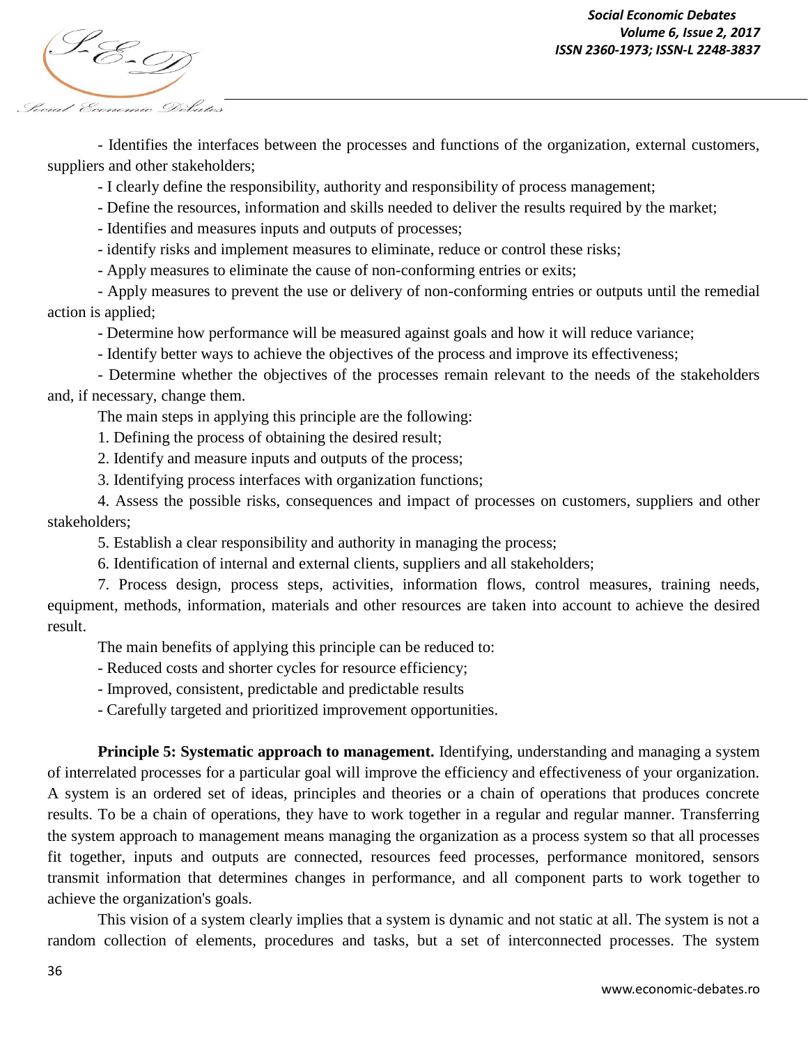- Identifies the interfaces between the processes and functions of the organization, external customers, suppliers and other stakeholders;

- I clearly define the responsibility, authority and responsibility of process management;

- Define the resources, information and skills needed to deliver the results required by the market;

- Identifies and measures inputs and outputs of processes;

- identify risks and implement measures to eliminate, reduce or control these risks;

- Apply measures to eliminate the cause of non-conforming entries or exits;

- Apply measures to prevent the use or delivery of non-conforming entries or outputs until the remedial action is applied;

- Determine how performance will be measured against goals and how it will reduce variance;

- Identify better ways to achieve the objectives of the process and improve its effectiveness;

- Determine whether the objectives of the processes remain relevant to the needs of the stakeholders and, if necessary, change them.

The main steps in applying this principle are the following:

1. Defining the process of obtaining the desired result;
2. Identify and measure inputs and outputs of the process;
3. Identifying process interfaces with organization functions;
4. Assess the possible risks, consequences and impact of processes on customers, suppliers and other stakeholders;
5. Establish a clear responsibility and authority in managing the process;
6. Identification of internal and external clients, suppliers and all stakeholders;
7. Process design, process steps, activities, information flows, control measures, training needs, equipment, methods, information, materials and other resources are taken into account to achieve the desired result.

The main benefits of applying this principle can be reduced to:

- Reduced costs and shorter cycles for resource efficiency;

- Improved, consistent, predictable and predictable results

- Carefully targeted and prioritized improvement opportunities.

**Principle 5: Systematic approach to management.** Identifying, understanding and managing a system of interrelated processes for a particular goal will improve the efficiency and effectiveness of your organization. A system is an ordered set of ideas, principles and theories or a chain of operations that produces concrete results. To be a chain of operations, they have to work together in a regular and regular manner. Transferring the system approach to management means managing the organization as a process system so that all processes fit together, inputs and outputs are connected, resources feed processes, performance monitored, sensors transmit information that determines changes in performance, and all component parts to work together to achieve the organization's goals.

This vision of a system clearly implies that a system is dynamic and not static at all. The system is not a random collection of elements, procedures and tasks, but a set of interconnected processes. The system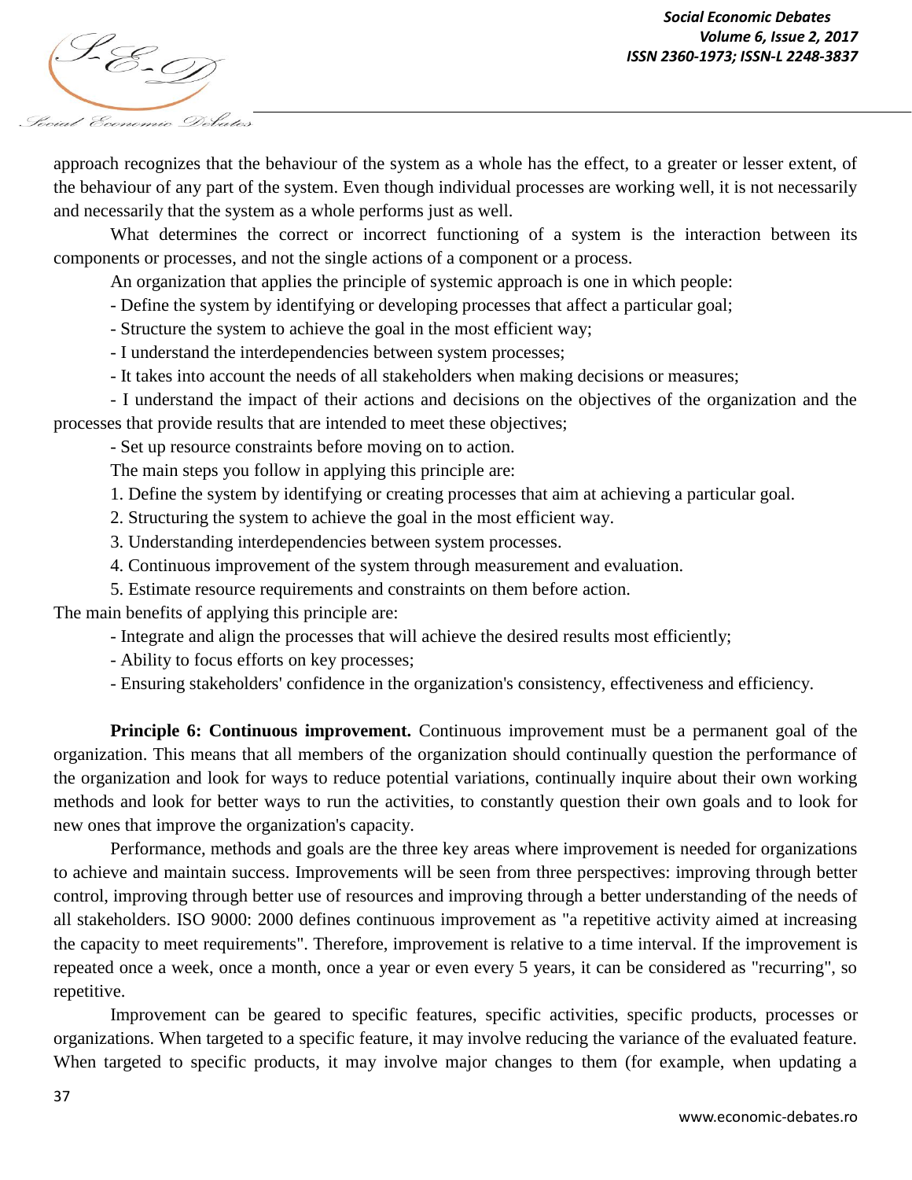approach recognizes that the behaviour of the system as a whole has the effect, to a greater or lesser extent, of the behaviour of any part of the system. Even though individual processes are working well, it is not necessarily and necessarily that the system as a whole performs just as well.

What determines the correct or incorrect functioning of a system is the interaction between its components or processes, and not the single actions of a component or a process.

An organization that applies the principle of systemic approach is one in which people:

- Define the system by identifying or developing processes that affect a particular goal;
- Structure the system to achieve the goal in the most efficient way;
- I understand the interdependencies between system processes;
- It takes into account the needs of all stakeholders when making decisions or measures;
- I understand the impact of their actions and decisions on the objectives of the organization and the processes that provide results that are intended to meet these objectives;
- Set up resource constraints before moving on to action.

The main steps you follow in applying this principle are:

1. Define the system by identifying or creating processes that aim at achieving a particular goal.
2. Structuring the system to achieve the goal in the most efficient way.
3. Understanding interdependencies between system processes.
4. Continuous improvement of the system through measurement and evaluation.
5. Estimate resource requirements and constraints on them before action.

The main benefits of applying this principle are:

- Integrate and align the processes that will achieve the desired results most efficiently;
- Ability to focus efforts on key processes;
- Ensuring stakeholders' confidence in the organization's consistency, effectiveness and efficiency.

**Principle 6: Continuous improvement.** Continuous improvement must be a permanent goal of the organization. This means that all members of the organization should continually question the performance of the organization and look for ways to reduce potential variations, continually inquire about their own working methods and look for better ways to run the activities, to constantly question their own goals and to look for new ones that improve the organization's capacity.

Performance, methods and goals are the three key areas where improvement is needed for organizations to achieve and maintain success. Improvements will be seen from three perspectives: improving through better control, improving through better use of resources and improving through a better understanding of the needs of all stakeholders. ISO 9000: 2000 defines continuous improvement as "a repetitive activity aimed at increasing the capacity to meet requirements". Therefore, improvement is relative to a time interval. If the improvement is repeated once a week, once a month, once a year or even every 5 years, it can be considered as "recurring", so repetitive.

Improvement can be geared to specific features, specific activities, specific products, processes or organizations. When targeted to a specific feature, it may involve reducing the variance of the evaluated feature. When targeted to specific products, it may involve major changes to them (for example, when updating a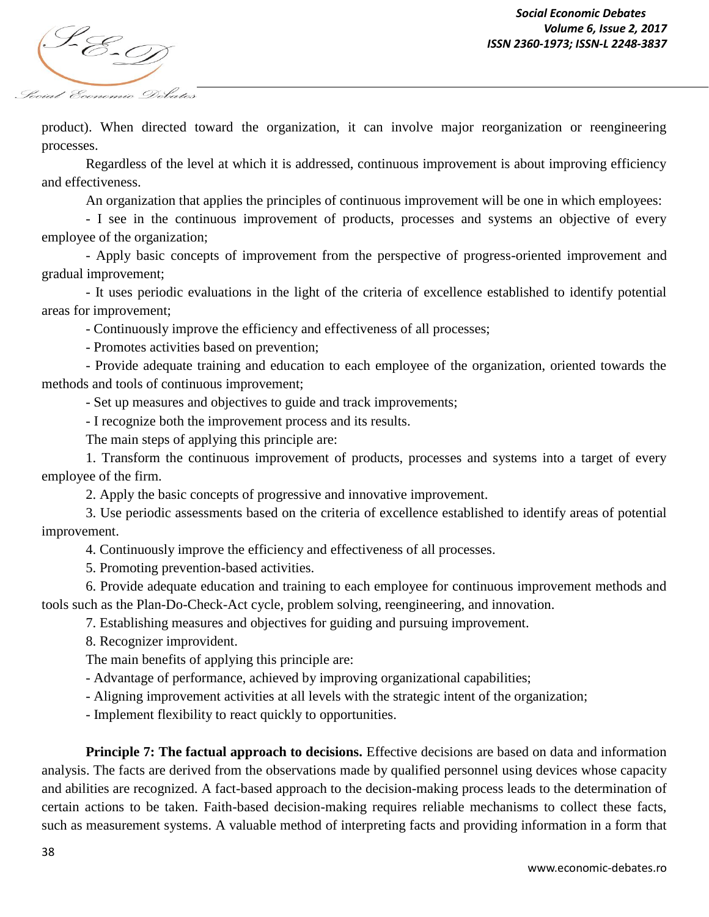product). When directed toward the organization, it can involve major reorganization or reengineering processes.

Regardless of the level at which it is addressed, continuous improvement is about improving efficiency and effectiveness.

An organization that applies the principles of continuous improvement will be one in which employees:

- I see in the continuous improvement of products, processes and systems an objective of every employee of the organization;
- Apply basic concepts of improvement from the perspective of progress-oriented improvement and gradual improvement;
- It uses periodic evaluations in the light of the criteria of excellence established to identify potential areas for improvement;
- Continuously improve the efficiency and effectiveness of all processes;
- Promotes activities based on prevention;
- Provide adequate training and education to each employee of the organization, oriented towards the methods and tools of continuous improvement;
- Set up measures and objectives to guide and track improvements;
- I recognize both the improvement process and its results.

The main steps of applying this principle are:

1. Transform the continuous improvement of products, processes and systems into a target of every employee of the firm.
2. Apply the basic concepts of progressive and innovative improvement.
3. Use periodic assessments based on the criteria of excellence established to identify areas of potential improvement.
4. Continuously improve the efficiency and effectiveness of all processes.
5. Promoting prevention-based activities.
6. Provide adequate education and training to each employee for continuous improvement methods and tools such as the Plan-Do-Check-Act cycle, problem solving, reengineering, and innovation.
7. Establishing measures and objectives for guiding and pursuing improvement.
8. Recognizer improvident.

The main benefits of applying this principle are:

- Advantage of performance, achieved by improving organizational capabilities;
- Aligning improvement activities at all levels with the strategic intent of the organization;
- Implement flexibility to react quickly to opportunities.

**Principle 7: The factual approach to decisions.** Effective decisions are based on data and information analysis. The facts are derived from the observations made by qualified personnel using devices whose capacity and abilities are recognized. A fact-based approach to the decision-making process leads to the determination of certain actions to be taken. Faith-based decision-making requires reliable mechanisms to collect these facts, such as measurement systems. A valuable method of interpreting facts and providing information in a form that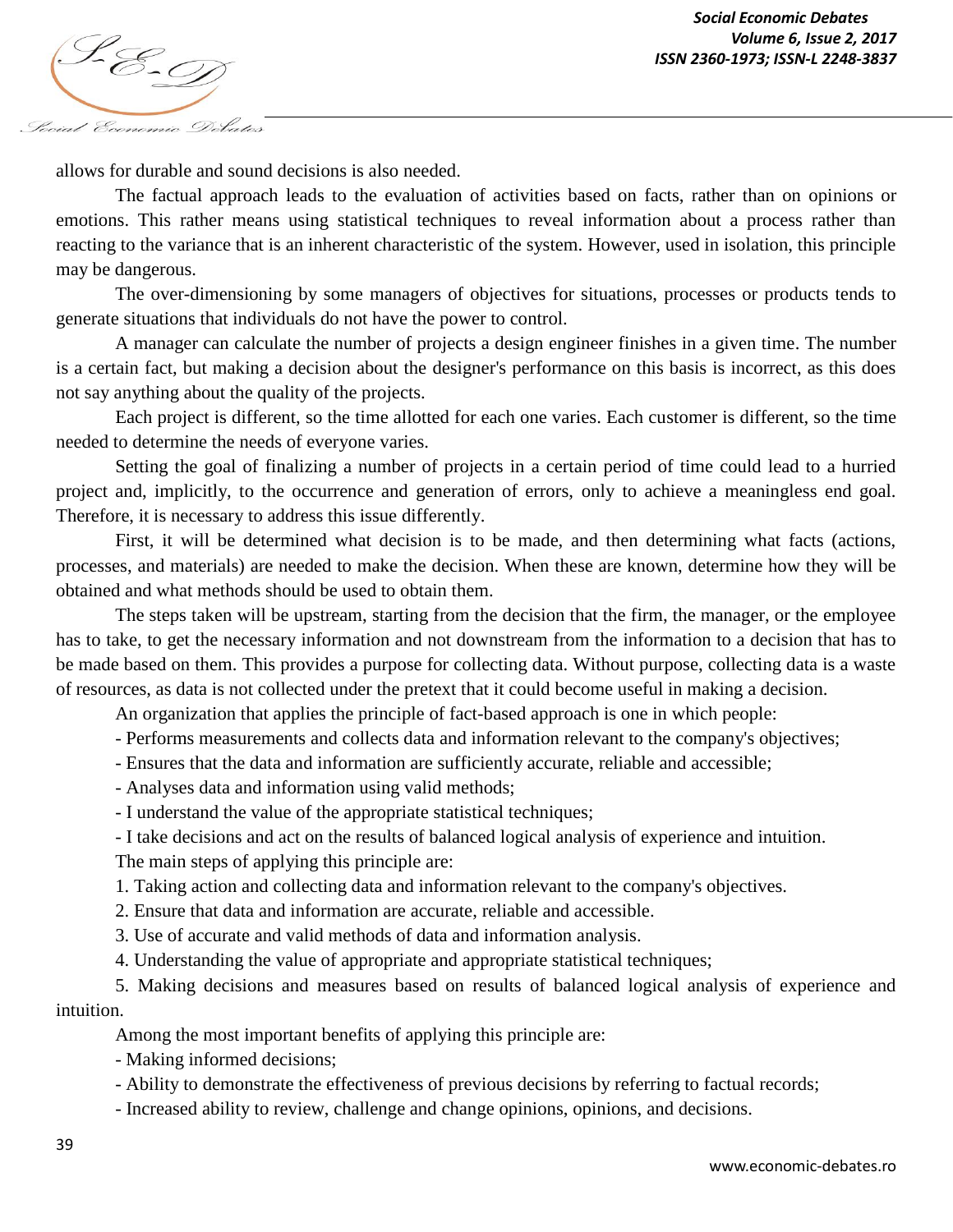allows for durable and sound decisions is also needed.

The factual approach leads to the evaluation of activities based on facts, rather than on opinions or emotions. This rather means using statistical techniques to reveal information about a process rather than reacting to the variance that is an inherent characteristic of the system. However, used in isolation, this principle may be dangerous.

The over-dimensioning by some managers of objectives for situations, processes or products tends to generate situations that individuals do not have the power to control.

A manager can calculate the number of projects a design engineer finishes in a given time. The number is a certain fact, but making a decision about the designer's performance on this basis is incorrect, as this does not say anything about the quality of the projects.

Each project is different, so the time allotted for each one varies. Each customer is different, so the time needed to determine the needs of everyone varies.

Setting the goal of finalizing a number of projects in a certain period of time could lead to a hurried project and, implicitly, to the occurrence and generation of errors, only to achieve a meaningless end goal. Therefore, it is necessary to address this issue differently.

First, it will be determined what decision is to be made, and then determining what facts (actions, processes, and materials) are needed to make the decision. When these are known, determine how they will be obtained and what methods should be used to obtain them.

The steps taken will be upstream, starting from the decision that the firm, the manager, or the employee has to take, to get the necessary information and not downstream from the information to a decision that has to be made based on them. This provides a purpose for collecting data. Without purpose, collecting data is a waste of resources, as data is not collected under the pretext that it could become useful in making a decision.

An organization that applies the principle of fact-based approach is one in which people:

- Performs measurements and collects data and information relevant to the company's objectives;
- Ensures that the data and information are sufficiently accurate, reliable and accessible;
- Analyses data and information using valid methods;
- I understand the value of the appropriate statistical techniques;
- I take decisions and act on the results of balanced logical analysis of experience and intuition.

The main steps of applying this principle are:

1. Taking action and collecting data and information relevant to the company's objectives.
2. Ensure that data and information are accurate, reliable and accessible.
3. Use of accurate and valid methods of data and information analysis.
4. Understanding the value of appropriate and appropriate statistical techniques;
5. Making decisions and measures based on results of balanced logical analysis of experience and intuition.

Among the most important benefits of applying this principle are:

- Making informed decisions;
- Ability to demonstrate the effectiveness of previous decisions by referring to factual records;
- Increased ability to review, challenge and change opinions, opinions, and decisions.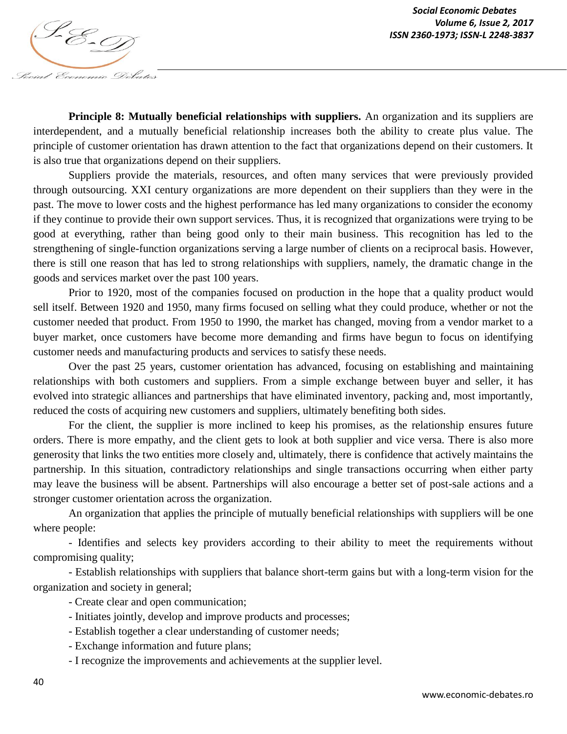**Principle 8: Mutually beneficial relationships with suppliers.** An organization and its suppliers are interdependent, and a mutually beneficial relationship increases both the ability to create plus value. The principle of customer orientation has drawn attention to the fact that organizations depend on their customers. It is also true that organizations depend on their suppliers.

Suppliers provide the materials, resources, and often many services that were previously provided through outsourcing. XXI century organizations are more dependent on their suppliers than they were in the past. The move to lower costs and the highest performance has led many organizations to consider the economy if they continue to provide their own support services. Thus, it is recognized that organizations were trying to be good at everything, rather than being good only to their main business. This recognition has led to the strengthening of single-function organizations serving a large number of clients on a reciprocal basis. However, there is still one reason that has led to strong relationships with suppliers, namely, the dramatic change in the goods and services market over the past 100 years.

Prior to 1920, most of the companies focused on production in the hope that a quality product would sell itself. Between 1920 and 1950, many firms focused on selling what they could produce, whether or not the customer needed that product. From 1950 to 1990, the market has changed, moving from a vendor market to a buyer market, once customers have become more demanding and firms have begun to focus on identifying customer needs and manufacturing products and services to satisfy these needs.

Over the past 25 years, customer orientation has advanced, focusing on establishing and maintaining relationships with both customers and suppliers. From a simple exchange between buyer and seller, it has evolved into strategic alliances and partnerships that have eliminated inventory, packing and, most importantly, reduced the costs of acquiring new customers and suppliers, ultimately benefiting both sides.

For the client, the supplier is more inclined to keep his promises, as the relationship ensures future orders. There is more empathy, and the client gets to look at both supplier and vice versa. There is also more generosity that links the two entities more closely and, ultimately, there is confidence that actively maintains the partnership. In this situation, contradictory relationships and single transactions occurring when either party may leave the business will be absent. Partnerships will also encourage a better set of post-sale actions and a stronger customer orientation across the organization.

An organization that applies the principle of mutually beneficial relationships with suppliers will be one where people:

- Identifies and selects key providers according to their ability to meet the requirements without compromising quality;
- Establish relationships with suppliers that balance short-term gains but with a long-term vision for the organization and society in general;
- Create clear and open communication;
- Initiates jointly, develop and improve products and processes;
- Establish together a clear understanding of customer needs;
- Exchange information and future plans;
- I recognize the improvements and achievements at the supplier level.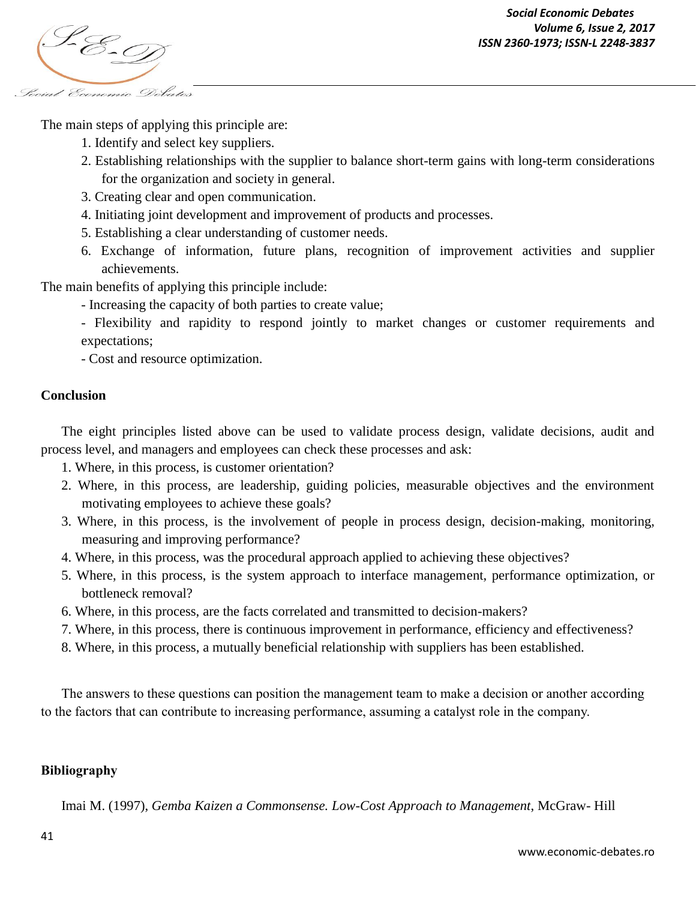The main steps of applying this principle are:

1. Identify and select key suppliers.
2. Establishing relationships with the supplier to balance short-term gains with long-term considerations for the organization and society in general.
3. Creating clear and open communication.
4. Initiating joint development and improvement of products and processes.
5. Establishing a clear understanding of customer needs.
6. Exchange of information, future plans, recognition of improvement activities and supplier achievements.

The main benefits of applying this principle include:

- Increasing the capacity of both parties to create value;
- Flexibility and rapidity to respond jointly to market changes or customer requirements and expectations;
- Cost and resource optimization.

**Conclusion**

The eight principles listed above can be used to validate process design, validate decisions, audit and process level, and managers and employees can check these processes and ask:

1. Where, in this process, is customer orientation?
2. Where, in this process, are leadership, guiding policies, measurable objectives and the environment motivating employees to achieve these goals?
3. Where, in this process, is the involvement of people in process design, decision-making, monitoring, measuring and improving performance?
4. Where, in this process, was the procedural approach applied to achieving these objectives?
5. Where, in this process, is the system approach to interface management, performance optimization, or bottleneck removal?
6. Where, in this process, are the facts correlated and transmitted to decision-makers?
7. Where, in this process, there is continuous improvement in performance, efficiency and effectiveness?
8. Where, in this process, a mutually beneficial relationship with suppliers has been established.

The answers to these questions can position the management team to make a decision or another according to the factors that can contribute to increasing performance, assuming a catalyst role in the company.

**Bibliography**

Imai M. (1997), *Gemba Kaizen a Commonsense. Low-Cost Approach to Management*, McGraw- Hill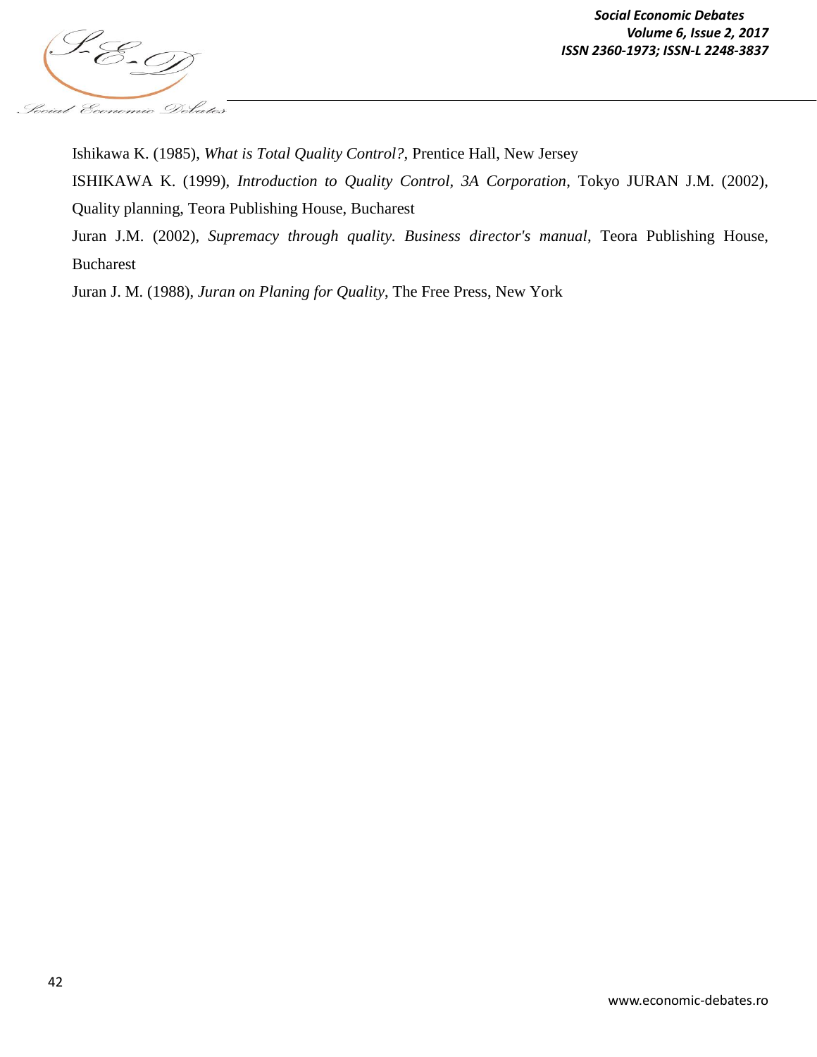Ishikawa K. (1985), *What is Total Quality Control?,* Prentice Hall, New Jersey

ISHIKAWA K. (1999), *Introduction to Quality Control, 3A Corporation*, Tokyo JURAN J.M. (2002), Quality planning, Teora Publishing House, Bucharest

Juran J.M. (2002), *Supremacy through quality. Business director's manual*, Teora Publishing House, Bucharest

Juran J. M. (1988), *Juran on Planing for Quality*, The Free Press, New York